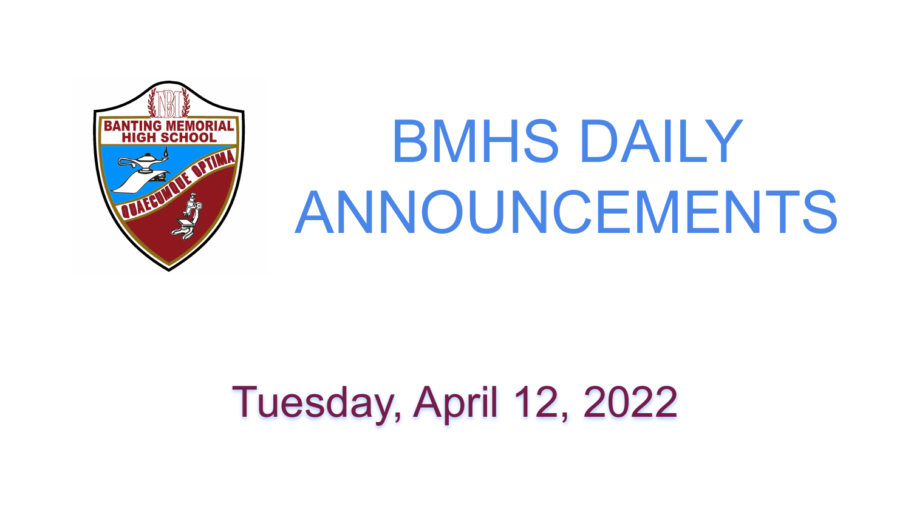# BMHS DAILY ANNOUNCEMENTS

## Tuesday, April 12, 2022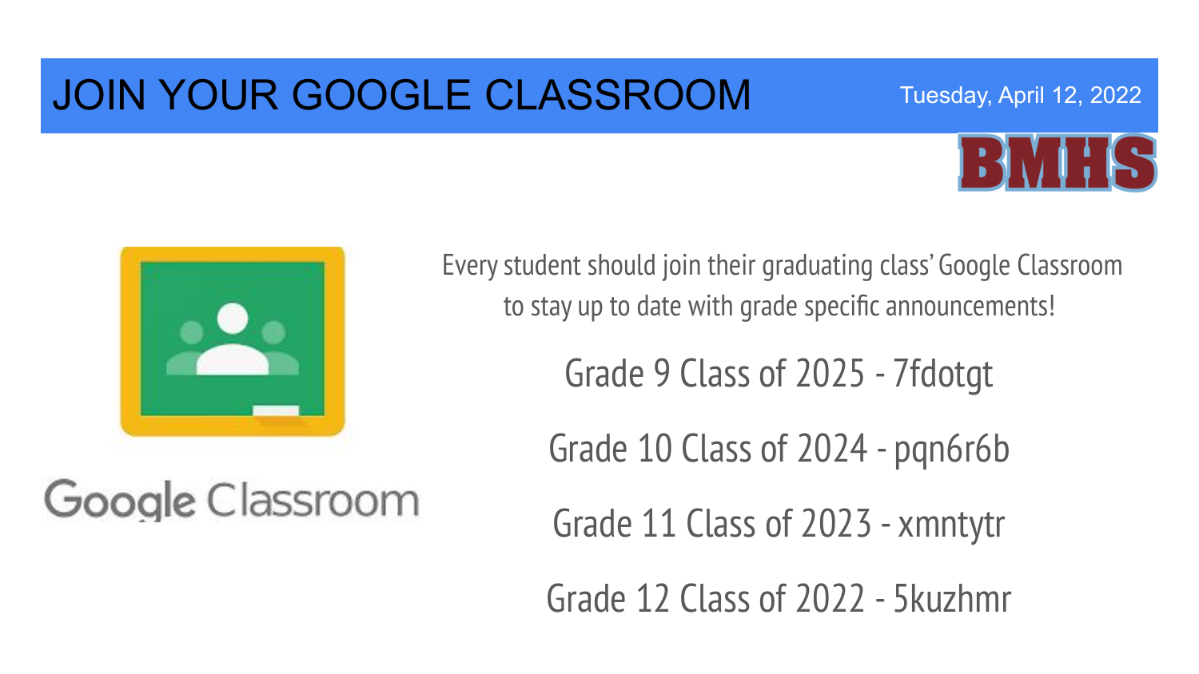# JOIN YOUR GOOGLE CLASSROOM

Tuesday, April 12, 2022

BMHS

Google Classroom

Every student should join their graduating class' Google Classroom to stay up to date with grade specific announcements!

Grade 9 Class of 2025 - 7fdotgt

Grade 10 Class of 2024 - pqn6r6b

Grade 11 Class of 2023 - xmntytr

Grade 12 Class of 2022 - 5kuzhmr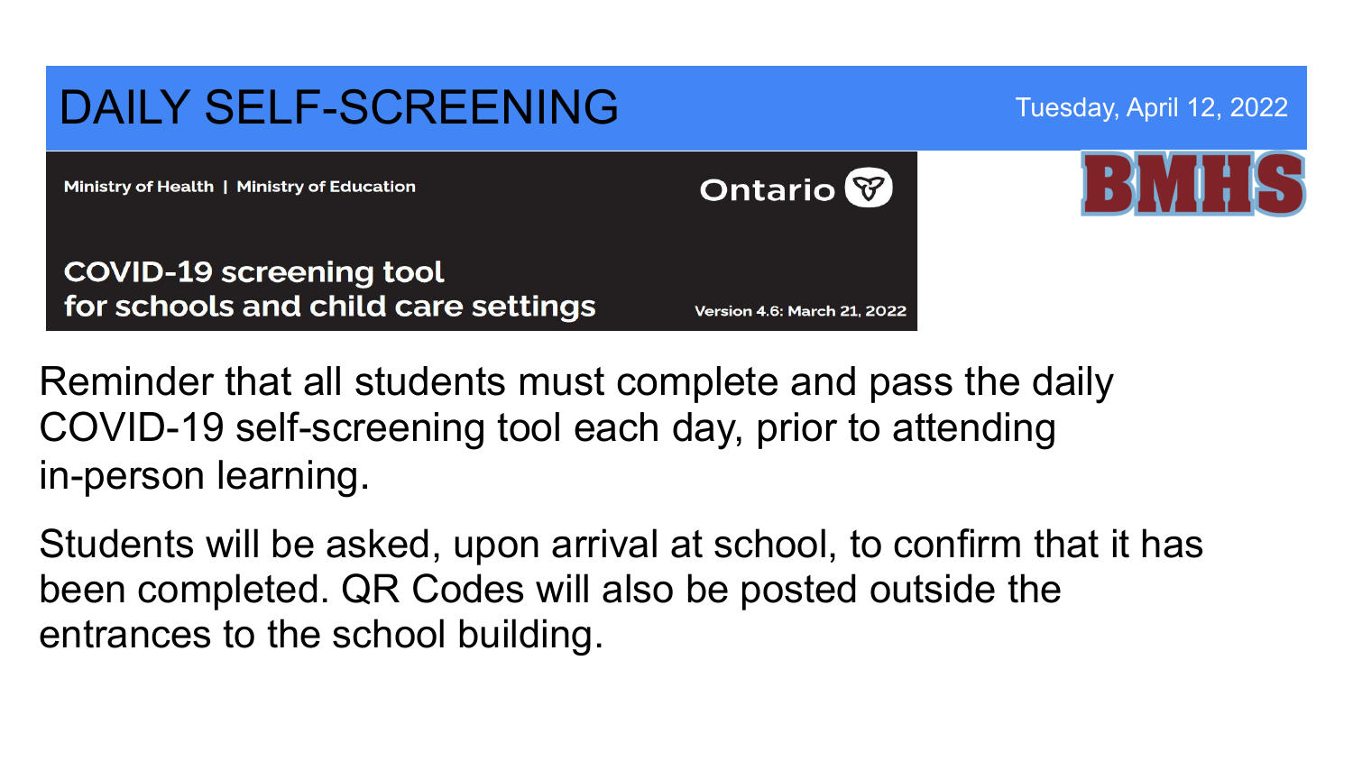# DAILY SELF-SCREENING

Tuesday, April 12, 2022

Ministry of Health | Ministry of Education

Ontario

**COVID-19 screening tool for schools and child care settings**

Version 4.6: March 21, 2022

BMHS

Reminder that all students must complete and pass the daily COVID-19 self-screening tool each day, prior to attending in-person learning.

Students will be asked, upon arrival at school, to confirm that it has been completed. QR Codes will also be posted outside the entrances to the school building.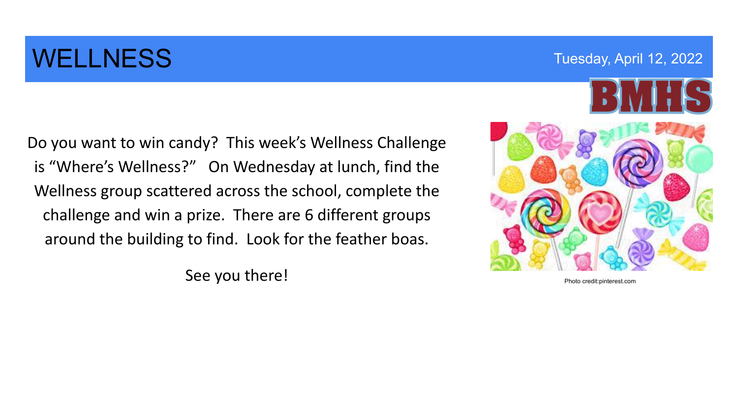# WELLNESS

Tuesday, April 12, 2022

BMHS

Do you want to win candy? This week's Wellness Challenge is "Where's Wellness?" On Wednesday at lunch, find the Wellness group scattered across the school, complete the challenge and win a prize. There are 6 different groups around the building to find. Look for the feather boas.

See you there!

Photo credit:pinterest.com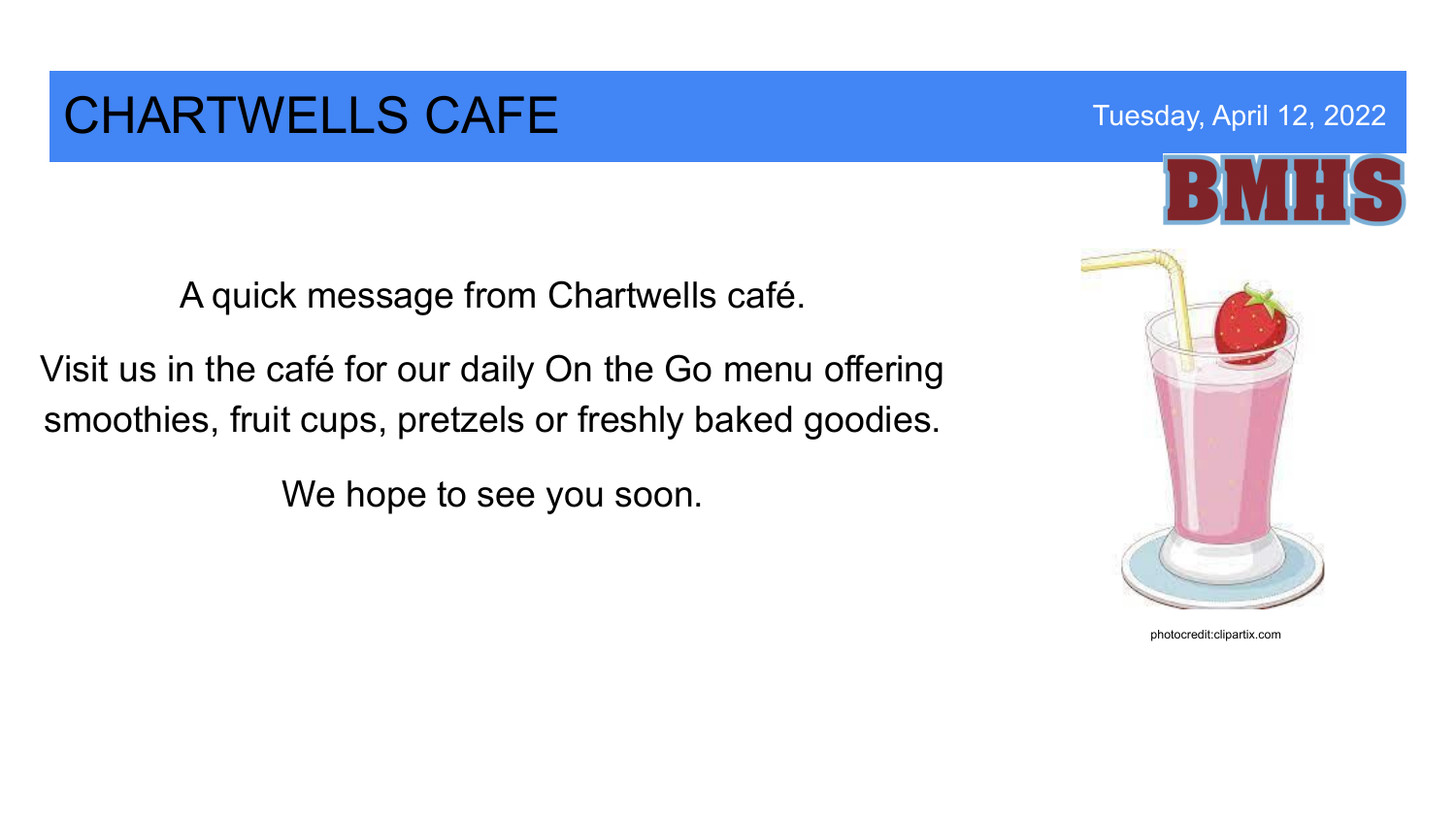# CHARTWELLS CAFE

Tuesday, April 12, 2022

BMHS

A quick message from Chartwells café.

Visit us in the café for our daily On the Go menu offering smoothies, fruit cups, pretzels or freshly baked goodies.

We hope to see you soon.

photocredit:clipartix.com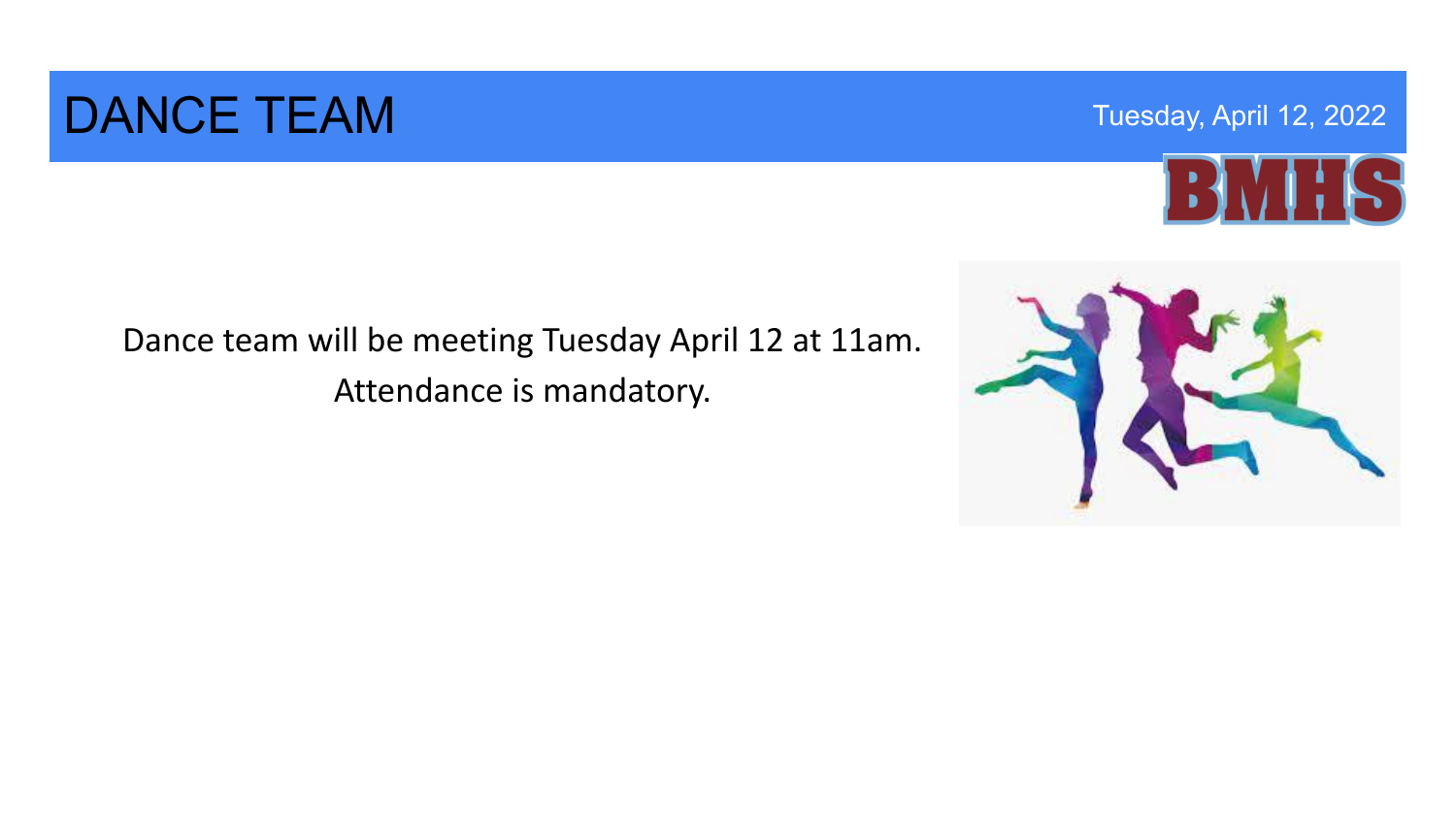# DANCE TEAM

Tuesday, April 12, 2022

BMHS

Dance team will be meeting Tuesday April 12 at 11am.
Attendance is mandatory.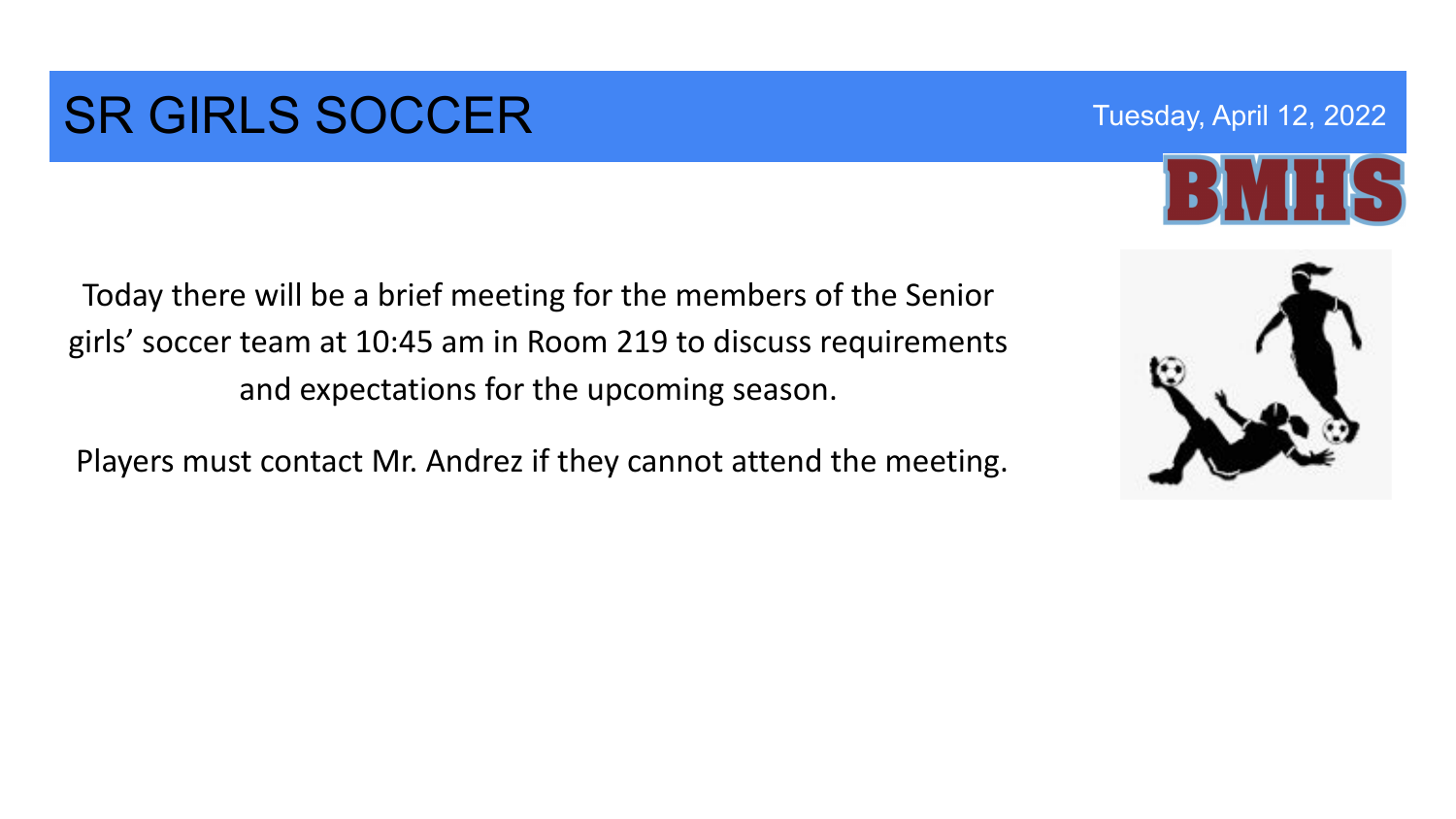# SR GIRLS SOCCER

Tuesday, April 12, 2022

BMHS

Today there will be a brief meeting for the members of the Senior girls' soccer team at 10:45 am in Room 219 to discuss requirements and expectations for the upcoming season.

Players must contact Mr. Andrez if they cannot attend the meeting.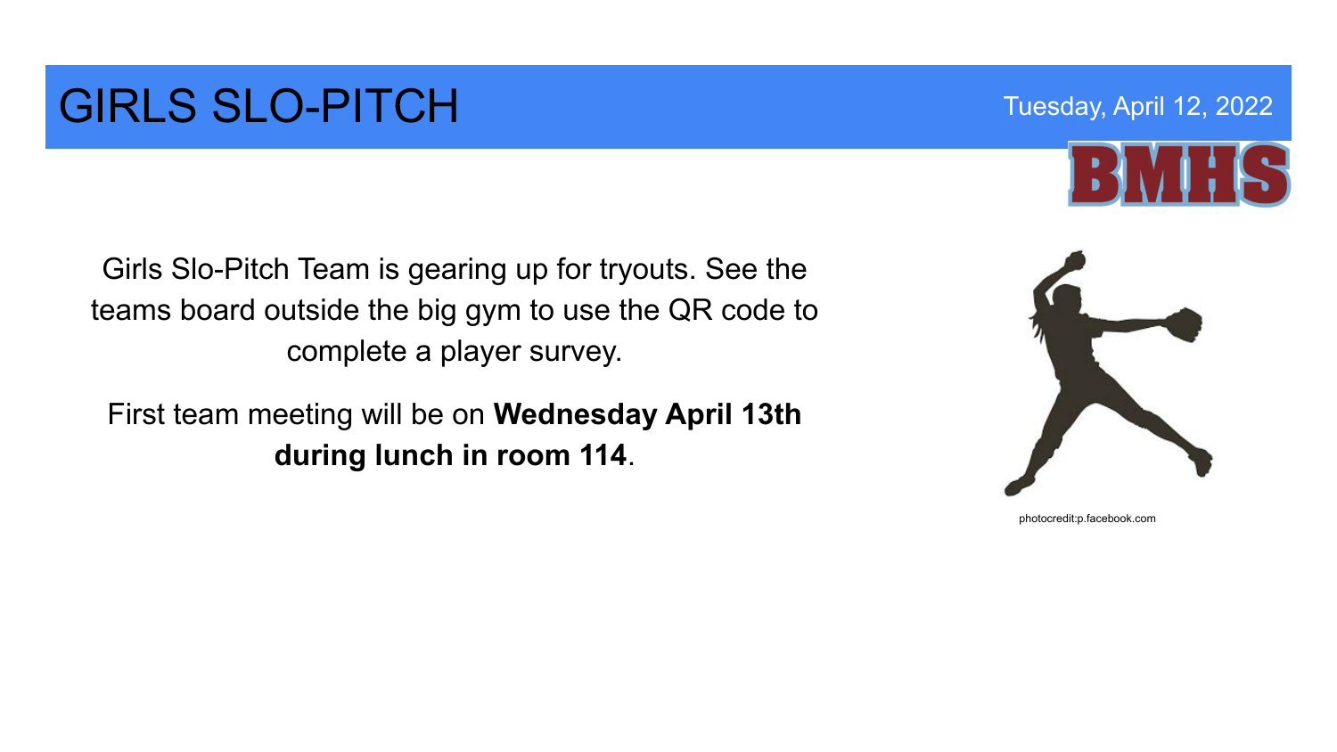# GIRLS SLO-PITCH

Tuesday, April 12, 2022

BMHS

Girls Slo-Pitch Team is gearing up for tryouts. See the teams board outside the big gym to use the QR code to complete a player survey.

First team meeting will be on **Wednesday April 13th during lunch in room 114**.

photocredit:p.facebook.com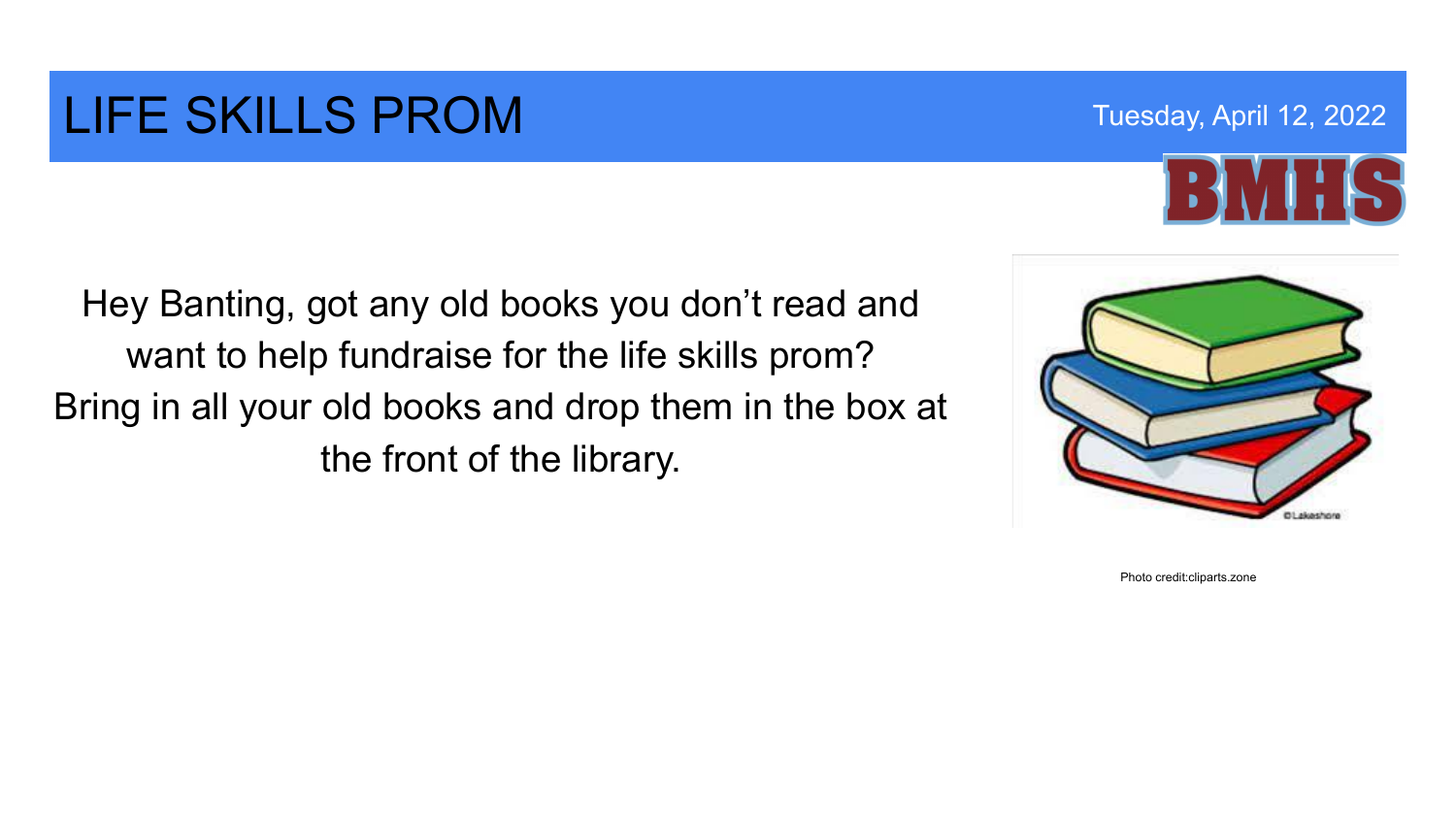# LIFE SKILLS PROM

Tuesday, April 12, 2022

BMHS

Hey Banting, got any old books you don't read and want to help fundraise for the life skills prom? Bring in all your old books and drop them in the box at the front of the library.

Photo credit:cliparts.zone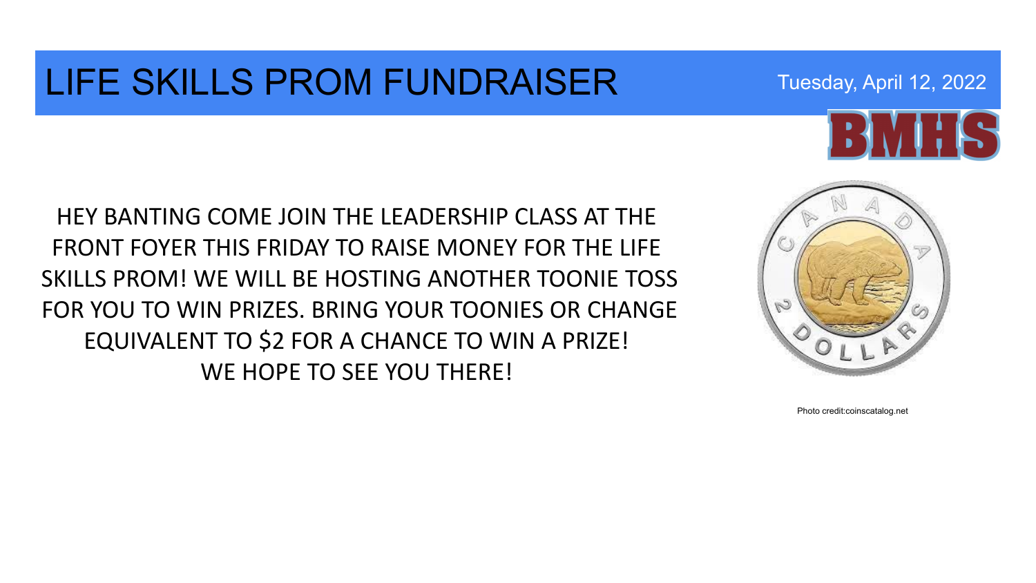# LIFE SKILLS PROM FUNDRAISER

Tuesday, April 12, 2022

BMHS

HEY BANTING COME JOIN THE LEADERSHIP CLASS AT THE FRONT FOYER THIS FRIDAY TO RAISE MONEY FOR THE LIFE SKILLS PROM! WE WILL BE HOSTING ANOTHER TOONIE TOSS FOR YOU TO WIN PRIZES. BRING YOUR TOONIES OR CHANGE EQUIVALENT TO $2 FOR A CHANCE TO WIN A PRIZE!
WE HOPE TO SEE YOU THERE!

Photo credit:coinscatalog.net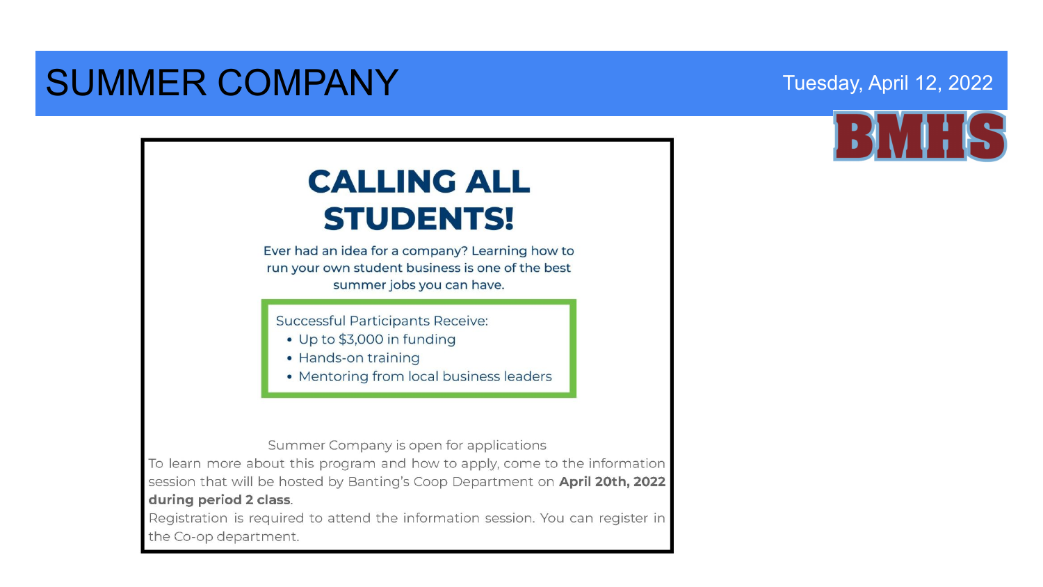# SUMMER COMPANY

Tuesday, April 12, 2022

BMHS

## CALLING ALL STUDENTS!

Ever had an idea for a company? Learning how to run your own student business is one of the best summer jobs you can have.

Successful Participants Receive:

- Up to $3,000 in funding
- Hands-on training
- Mentoring from local business leaders

Summer Company is open for applications

To learn more about this program and how to apply, come to the information session that will be hosted by Banting's Coop Department on **April 20th, 2022 during period 2 class**.

Registration is required to attend the information session. You can register in the Co-op department.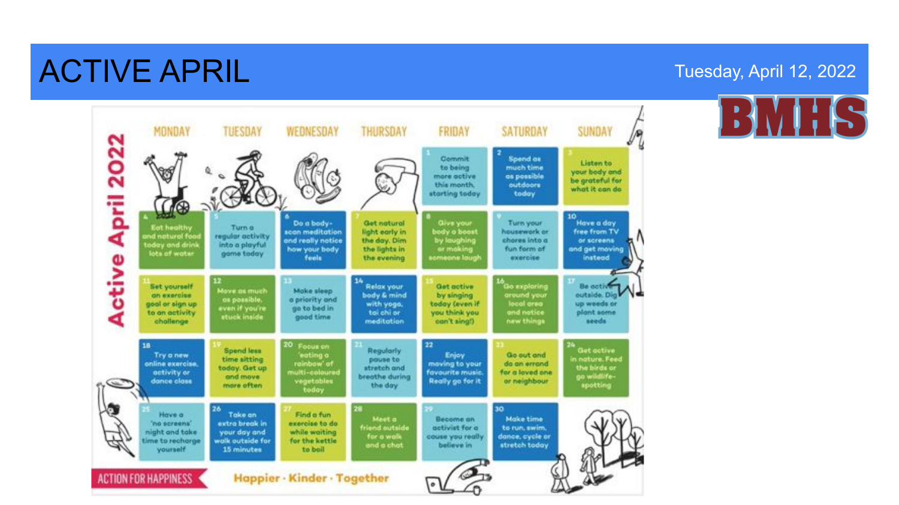# ACTIVE APRIL

Tuesday, April 12, 2022

BMHS

## Active April 2022

| MONDAY | TUESDAY | WEDNESDAY | THURSDAY | FRIDAY | SATURDAY | SUNDAY |
|---|---|---|---|---|---|---|
| | | | | 1 Commit to being more active this month, starting today | 2 Spend as much time as possible outdoors today | 3 Listen to your body and be grateful for what it can do |
| 4 Eat healthy and natural food today and drink lots of water | 5 Turn a regular activity into a playful game today | 6 Do a body-scan meditation and really notice how your body feels | 7 Get natural light early in the day. Dim the lights in the evening | 8 Give your body a boost by laughing or making someone laugh | 9 Turn your housework or chores into a fun form of exercise | 10 Have a day free from TV or screens and get moving instead |
| 11 Set yourself an exercise goal or sign up to an activity challenge | 12 Move as much as possible, even if you're stuck inside | 13 Make sleep a priority and go to bed in good time | 14 Relax your body & mind with yoga, tai chi or meditation | 15 Get active by singing today (even if you think you can't sing!) | 16 Go exploring around your local area and notice new things | 17 Be active outside. Dig up weeds or plant some seeds |
| 18 Try a new online exercise, activity or dance class | 19 Spend less time sitting today. Get up and move more often | 20 Focus on 'eating a rainbow' of multi-coloured vegetables today | 21 Regularly pause to stretch and breathe during the day | 22 Enjoy moving to your favourite music. Really go for it | 23 Go out and do an errand for a loved one or neighbour | 24 Get active in nature. Feed the birds or go wildlife-spotting |
| 25 Have a 'no screens' night and take time to recharge yourself | 26 Take an extra break in your day and walk outside for 15 minutes | 27 Find a fun exercise to do while waiting for the kettle to boil | 28 Meet a friend outside for a walk and a chat | 29 Become an activist for a cause you really believe in | 30 Make time to run, swim, dance, cycle or stretch today | |

ACTION FOR HAPPINESS

Happier · Kinder · Together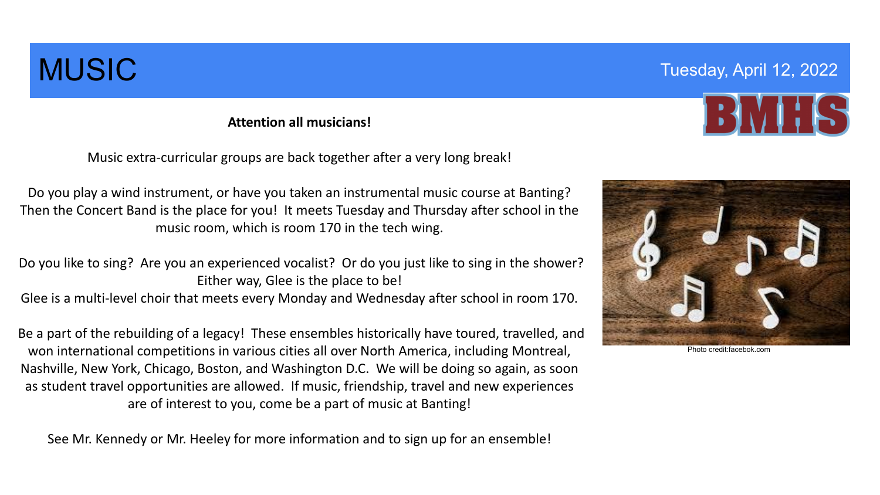# MUSIC

Tuesday, April 12, 2022

BMHS

**Attention all musicians!**

Music extra-curricular groups are back together after a very long break!

Do you play a wind instrument, or have you taken an instrumental music course at Banting? Then the Concert Band is the place for you! It meets Tuesday and Thursday after school in the music room, which is room 170 in the tech wing.

Do you like to sing? Are you an experienced vocalist? Or do you just like to sing in the shower? Either way, Glee is the place to be!
Glee is a multi-level choir that meets every Monday and Wednesday after school in room 170.

Be a part of the rebuilding of a legacy! These ensembles historically have toured, travelled, and won international competitions in various cities all over North America, including Montreal, Nashville, New York, Chicago, Boston, and Washington D.C. We will be doing so again, as soon as student travel opportunities are allowed. If music, friendship, travel and new experiences are of interest to you, come be a part of music at Banting!

See Mr. Kennedy or Mr. Heeley for more information and to sign up for an ensemble!

Photo credit:facebok.com